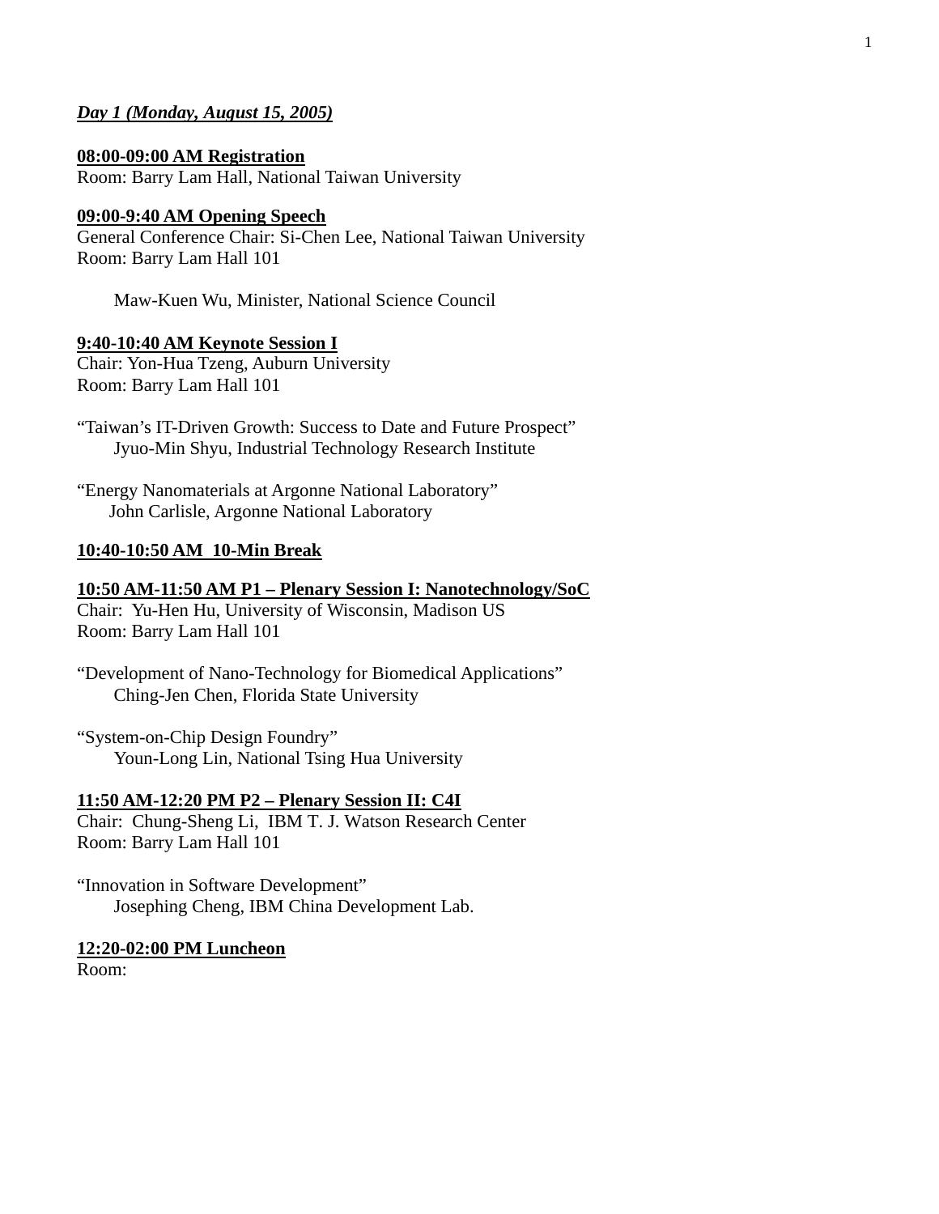***Day 1 (Monday, August 15, 2005)***

**08:00-09:00 AM Registration**
Room: Barry Lam Hall, National Taiwan University

**09:00-9:40 AM Opening Speech**
General Conference Chair: Si-Chen Lee, National Taiwan University
Room: Barry Lam Hall 101

Maw-Kuen Wu, Minister, National Science Council

**9:40-10:40 AM Keynote Session I**
Chair: Yon-Hua Tzeng, Auburn University
Room: Barry Lam Hall 101

"Taiwan's IT-Driven Growth: Success to Date and Future Prospect"
Jyuo-Min Shyu, Industrial Technology Research Institute

"Energy Nanomaterials at Argonne National Laboratory"
John Carlisle, Argonne National Laboratory

**10:40-10:50 AM 10-Min Break**

**10:50 AM-11:50 AM P1 – Plenary Session I: Nanotechnology/SoC**
Chair: Yu-Hen Hu, University of Wisconsin, Madison US
Room: Barry Lam Hall 101

"Development of Nano-Technology for Biomedical Applications"
Ching-Jen Chen, Florida State University

"System-on-Chip Design Foundry"
Youn-Long Lin, National Tsing Hua University

**11:50 AM-12:20 PM P2 – Plenary Session II: C4I**
Chair: Chung-Sheng Li, IBM T. J. Watson Research Center
Room: Barry Lam Hall 101

"Innovation in Software Development"
Josephing Cheng, IBM China Development Lab.

**12:20-02:00 PM Luncheon**
Room: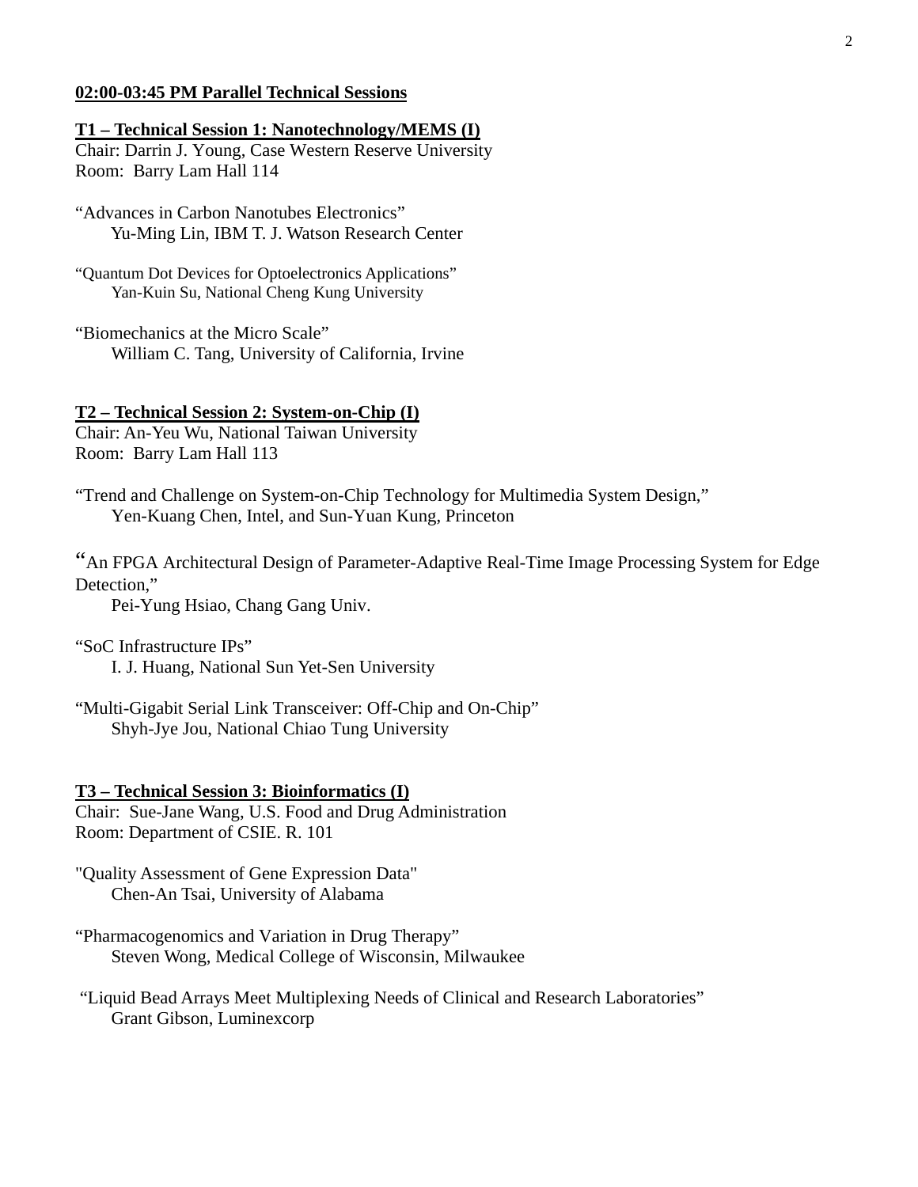**02:00-03:45 PM Parallel Technical Sessions**

**T1 – Technical Session 1: Nanotechnology/MEMS (I)**
Chair: Darrin J. Young, Case Western Reserve University
Room: Barry Lam Hall 114

"Advances in Carbon Nanotubes Electronics"
Yu-Ming Lin, IBM T. J. Watson Research Center

"Quantum Dot Devices for Optoelectronics Applications"
Yan-Kuin Su, National Cheng Kung University

"Biomechanics at the Micro Scale"
William C. Tang, University of California, Irvine

**T2 – Technical Session 2: System-on-Chip (I)**
Chair: An-Yeu Wu, National Taiwan University
Room: Barry Lam Hall 113

"Trend and Challenge on System-on-Chip Technology for Multimedia System Design,"
Yen-Kuang Chen, Intel, and Sun-Yuan Kung, Princeton

"An FPGA Architectural Design of Parameter-Adaptive Real-Time Image Processing System for Edge Detection,"
Pei-Yung Hsiao, Chang Gang Univ.

"SoC Infrastructure IPs"
I. J. Huang, National Sun Yet-Sen University

"Multi-Gigabit Serial Link Transceiver: Off-Chip and On-Chip"
Shyh-Jye Jou, National Chiao Tung University

**T3 – Technical Session 3: Bioinformatics (I)**
Chair: Sue-Jane Wang, U.S. Food and Drug Administration
Room: Department of CSIE. R. 101

"Quality Assessment of Gene Expression Data"
Chen-An Tsai, University of Alabama

"Pharmacogenomics and Variation in Drug Therapy"
Steven Wong, Medical College of Wisconsin, Milwaukee

"Liquid Bead Arrays Meet Multiplexing Needs of Clinical and Research Laboratories"
Grant Gibson, Luminexcorp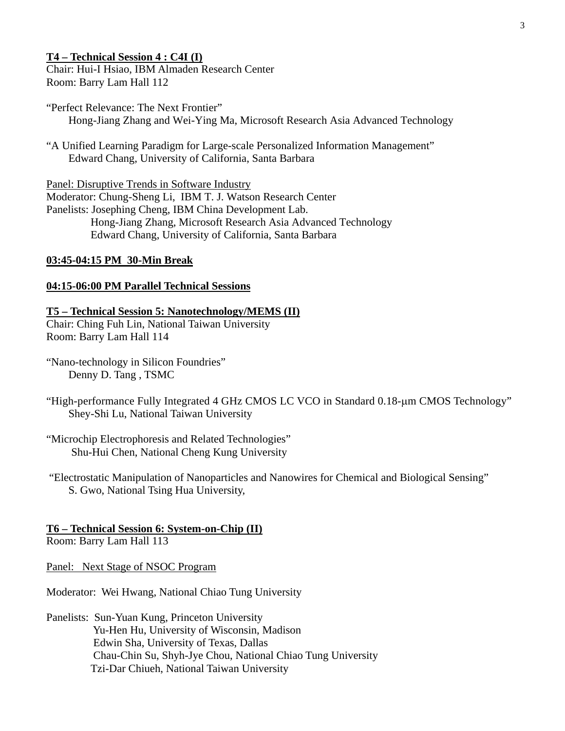**T4 – Technical Session 4 : C4I (I)**
Chair: Hui-I Hsiao, IBM Almaden Research Center
Room: Barry Lam Hall 112

"Perfect Relevance: The Next Frontier"
Hong-Jiang Zhang and Wei-Ying Ma, Microsoft Research Asia Advanced Technology

"A Unified Learning Paradigm for Large-scale Personalized Information Management"
Edward Chang, University of California, Santa Barbara

Panel: Disruptive Trends in Software Industry
Moderator: Chung-Sheng Li, IBM T. J. Watson Research Center
Panelists: Josephing Cheng, IBM China Development Lab.
Hong-Jiang Zhang, Microsoft Research Asia Advanced Technology
Edward Chang, University of California, Santa Barbara

**03:45-04:15 PM 30-Min Break**

**04:15-06:00 PM Parallel Technical Sessions**

**T5 – Technical Session 5: Nanotechnology/MEMS (II)**
Chair: Ching Fuh Lin, National Taiwan University
Room: Barry Lam Hall 114

"Nano-technology in Silicon Foundries"
Denny D. Tang , TSMC

"High-performance Fully Integrated 4 GHz CMOS LC VCO in Standard 0.18-μm CMOS Technology"
Shey-Shi Lu, National Taiwan University

"Microchip Electrophoresis and Related Technologies"
Shu-Hui Chen, National Cheng Kung University

"Electrostatic Manipulation of Nanoparticles and Nanowires for Chemical and Biological Sensing"
S. Gwo, National Tsing Hua University,

**T6 – Technical Session 6: System-on-Chip (II)**
Room: Barry Lam Hall 113

Panel: Next Stage of NSOC Program

Moderator: Wei Hwang, National Chiao Tung University

Panelists: Sun-Yuan Kung, Princeton University
Yu-Hen Hu, University of Wisconsin, Madison
Edwin Sha, University of Texas, Dallas
Chau-Chin Su, Shyh-Jye Chou, National Chiao Tung University
Tzi-Dar Chiueh, National Taiwan University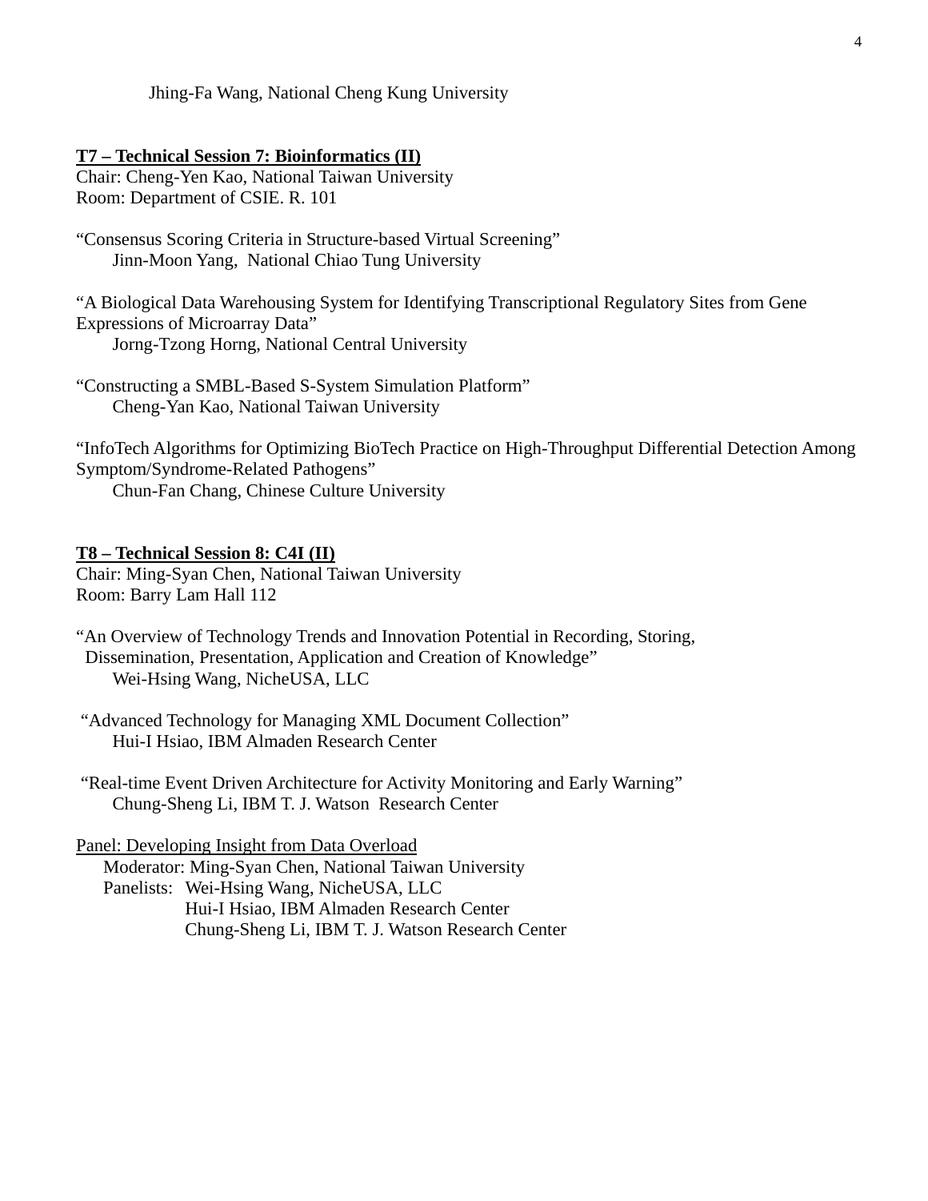Jhing-Fa Wang, National Cheng Kung University

**T7 – Technical Session 7: Bioinformatics (II)**
Chair: Cheng-Yen Kao, National Taiwan University
Room: Department of CSIE. R. 101

"Consensus Scoring Criteria in Structure-based Virtual Screening"
Jinn-Moon Yang, National Chiao Tung University

"A Biological Data Warehousing System for Identifying Transcriptional Regulatory Sites from Gene Expressions of Microarray Data"
Jorng-Tzong Horng, National Central University

"Constructing a SMBL-Based S-System Simulation Platform"
Cheng-Yan Kao, National Taiwan University

"InfoTech Algorithms for Optimizing BioTech Practice on High-Throughput Differential Detection Among Symptom/Syndrome-Related Pathogens"
Chun-Fan Chang, Chinese Culture University

**T8 – Technical Session 8: C4I (II)**
Chair: Ming-Syan Chen, National Taiwan University
Room: Barry Lam Hall 112

"An Overview of Technology Trends and Innovation Potential in Recording, Storing, Dissemination, Presentation, Application and Creation of Knowledge"
Wei-Hsing Wang, NicheUSA, LLC

"Advanced Technology for Managing XML Document Collection"
Hui-I Hsiao, IBM Almaden Research Center

"Real-time Event Driven Architecture for Activity Monitoring and Early Warning"
Chung-Sheng Li, IBM T. J. Watson Research Center

Panel: Developing Insight from Data Overload
Moderator: Ming-Syan Chen, National Taiwan University
Panelists: Wei-Hsing Wang, NicheUSA, LLC
Hui-I Hsiao, IBM Almaden Research Center
Chung-Sheng Li, IBM T. J. Watson Research Center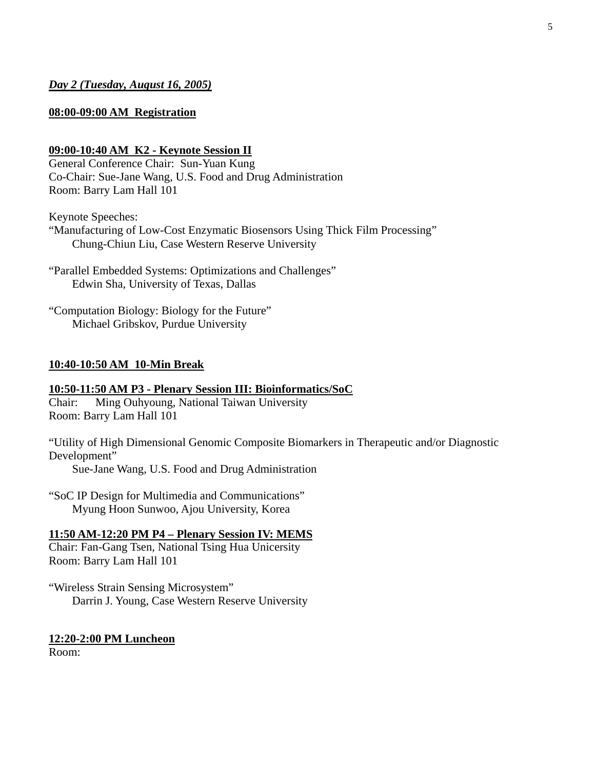***Day 2 (Tuesday, August 16, 2005)***

**08:00-09:00 AM Registration**

**09:00-10:40 AM K2 - Keynote Session II**

General Conference Chair: Sun-Yuan Kung
Co-Chair: Sue-Jane Wang, U.S. Food and Drug Administration
Room: Barry Lam Hall 101

Keynote Speeches:

"Manufacturing of Low-Cost Enzymatic Biosensors Using Thick Film Processing"
Chung-Chiun Liu, Case Western Reserve University

"Parallel Embedded Systems: Optimizations and Challenges"
Edwin Sha, University of Texas, Dallas

"Computation Biology: Biology for the Future"
Michael Gribskov, Purdue University

**10:40-10:50 AM 10-Min Break**

**10:50-11:50 AM P3 - Plenary Session III: Bioinformatics/SoC**

Chair: Ming Ouhyoung, National Taiwan University
Room: Barry Lam Hall 101

"Utility of High Dimensional Genomic Composite Biomarkers in Therapeutic and/or Diagnostic Development"
Sue-Jane Wang, U.S. Food and Drug Administration

"SoC IP Design for Multimedia and Communications"
Myung Hoon Sunwoo, Ajou University, Korea

**11:50 AM-12:20 PM P4 – Plenary Session IV: MEMS**

Chair: Fan-Gang Tsen, National Tsing Hua Unicersity
Room: Barry Lam Hall 101

"Wireless Strain Sensing Microsystem"
Darrin J. Young, Case Western Reserve University

**12:20-2:00 PM Luncheon**

Room: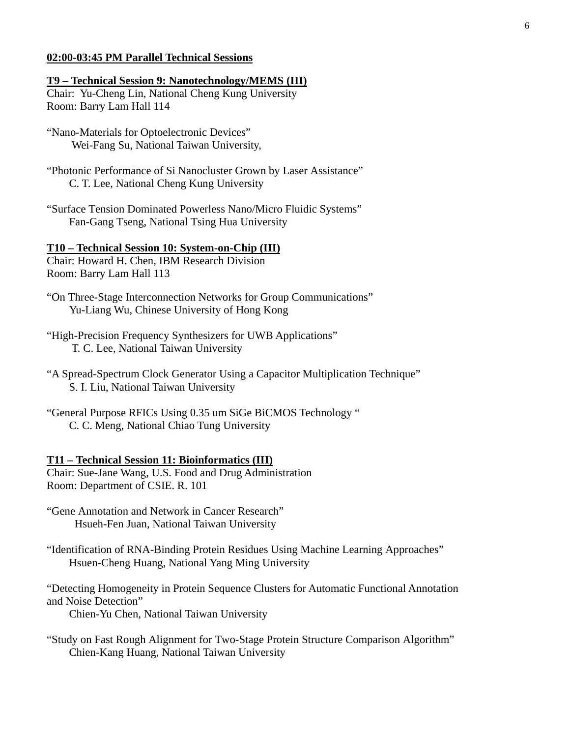**02:00-03:45 PM Parallel Technical Sessions**

**T9 – Technical Session 9: Nanotechnology/MEMS (III)**
Chair: Yu-Cheng Lin, National Cheng Kung University
Room: Barry Lam Hall 114

"Nano-Materials for Optoelectronic Devices"
Wei-Fang Su, National Taiwan University,

"Photonic Performance of Si Nanocluster Grown by Laser Assistance"
C. T. Lee, National Cheng Kung University

"Surface Tension Dominated Powerless Nano/Micro Fluidic Systems"
Fan-Gang Tseng, National Tsing Hua University

**T10 – Technical Session 10: System-on-Chip (III)**
Chair: Howard H. Chen, IBM Research Division
Room: Barry Lam Hall 113

"On Three-Stage Interconnection Networks for Group Communications"
Yu-Liang Wu, Chinese University of Hong Kong

"High-Precision Frequency Synthesizers for UWB Applications"
T. C. Lee, National Taiwan University

"A Spread-Spectrum Clock Generator Using a Capacitor Multiplication Technique"
S. I. Liu, National Taiwan University

"General Purpose RFICs Using 0.35 um SiGe BiCMOS Technology "
C. C. Meng, National Chiao Tung University

**T11 – Technical Session 11: Bioinformatics (III)**
Chair: Sue-Jane Wang, U.S. Food and Drug Administration
Room: Department of CSIE. R. 101

"Gene Annotation and Network in Cancer Research"
Hsueh-Fen Juan, National Taiwan University

"Identification of RNA-Binding Protein Residues Using Machine Learning Approaches"
Hsuen-Cheng Huang, National Yang Ming University

"Detecting Homogeneity in Protein Sequence Clusters for Automatic Functional Annotation and Noise Detection"
Chien-Yu Chen, National Taiwan University

"Study on Fast Rough Alignment for Two-Stage Protein Structure Comparison Algorithm"
Chien-Kang Huang, National Taiwan University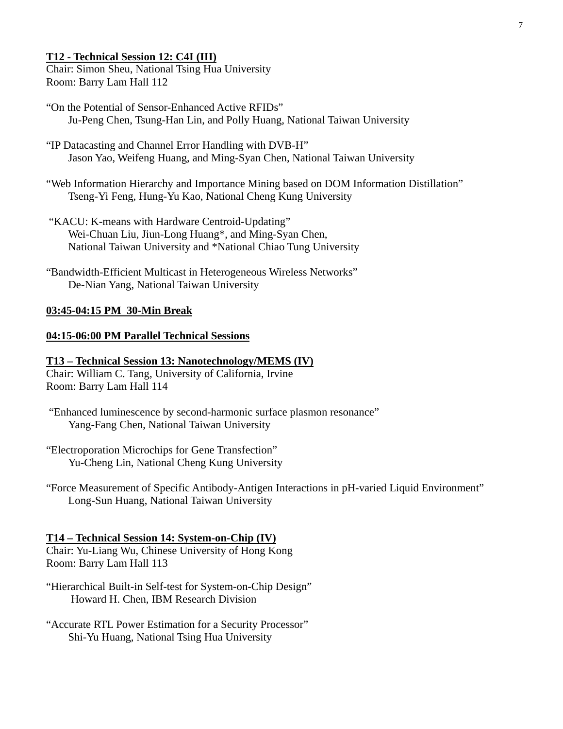**T12 - Technical Session 12: C4I (III)**
Chair: Simon Sheu, National Tsing Hua University
Room: Barry Lam Hall 112

"On the Potential of Sensor-Enhanced Active RFIDs"
Ju-Peng Chen, Tsung-Han Lin, and Polly Huang, National Taiwan University

"IP Datacasting and Channel Error Handling with DVB-H"
Jason Yao, Weifeng Huang, and Ming-Syan Chen, National Taiwan University

"Web Information Hierarchy and Importance Mining based on DOM Information Distillation"
Tseng-Yi Feng, Hung-Yu Kao, National Cheng Kung University

"KACU: K-means with Hardware Centroid-Updating"
Wei-Chuan Liu, Jiun-Long Huang*, and Ming-Syan Chen,
National Taiwan University and *National Chiao Tung University

"Bandwidth-Efficient Multicast in Heterogeneous Wireless Networks"
De-Nian Yang, National Taiwan University

**03:45-04:15 PM 30-Min Break**

**04:15-06:00 PM Parallel Technical Sessions**

**T13 – Technical Session 13: Nanotechnology/MEMS (IV)**
Chair: William C. Tang, University of California, Irvine
Room: Barry Lam Hall 114

"Enhanced luminescence by second-harmonic surface plasmon resonance"
Yang-Fang Chen, National Taiwan University

"Electroporation Microchips for Gene Transfection"
Yu-Cheng Lin, National Cheng Kung University

"Force Measurement of Specific Antibody-Antigen Interactions in pH-varied Liquid Environment"
Long-Sun Huang, National Taiwan University

**T14 – Technical Session 14: System-on-Chip (IV)**
Chair: Yu-Liang Wu, Chinese University of Hong Kong
Room: Barry Lam Hall 113

"Hierarchical Built-in Self-test for System-on-Chip Design"
Howard H. Chen, IBM Research Division

"Accurate RTL Power Estimation for a Security Processor"
Shi-Yu Huang, National Tsing Hua University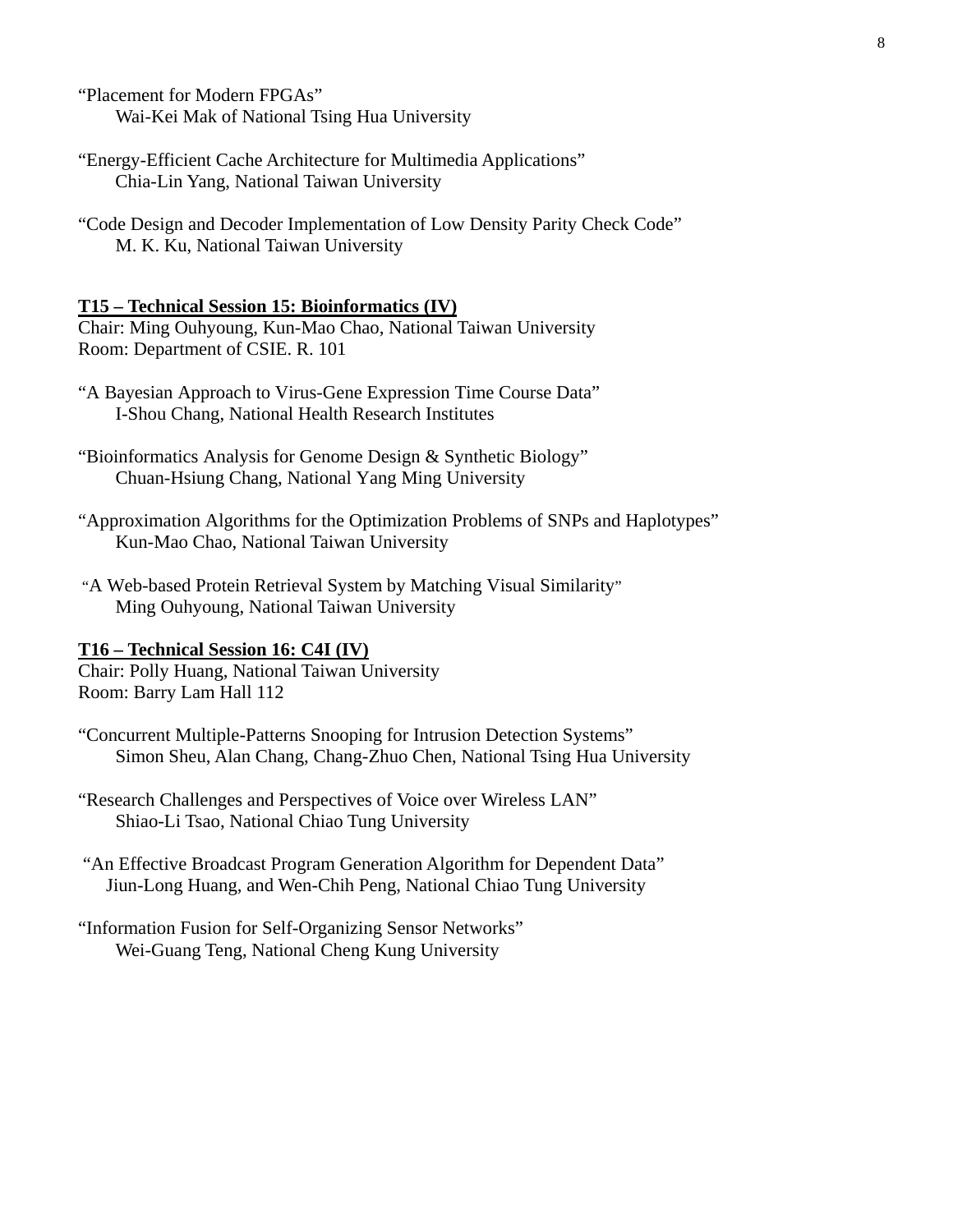"Placement for Modern FPGAs"
Wai-Kei Mak of National Tsing Hua University

"Energy-Efficient Cache Architecture for Multimedia Applications"
Chia-Lin Yang, National Taiwan University

"Code Design and Decoder Implementation of Low Density Parity Check Code"
M. K. Ku, National Taiwan University

**T15 – Technical Session 15: Bioinformatics (IV)**
Chair: Ming Ouhyoung, Kun-Mao Chao, National Taiwan University
Room: Department of CSIE. R. 101

"A Bayesian Approach to Virus-Gene Expression Time Course Data"
I-Shou Chang, National Health Research Institutes

"Bioinformatics Analysis for Genome Design & Synthetic Biology"
Chuan-Hsiung Chang, National Yang Ming University

"Approximation Algorithms for the Optimization Problems of SNPs and Haplotypes"
Kun-Mao Chao, National Taiwan University

"A Web-based Protein Retrieval System by Matching Visual Similarity"
Ming Ouhyoung, National Taiwan University

**T16 – Technical Session 16: C4I (IV)**
Chair: Polly Huang, National Taiwan University
Room: Barry Lam Hall 112

"Concurrent Multiple-Patterns Snooping for Intrusion Detection Systems"
Simon Sheu, Alan Chang, Chang-Zhuo Chen, National Tsing Hua University

"Research Challenges and Perspectives of Voice over Wireless LAN"
Shiao-Li Tsao, National Chiao Tung University

"An Effective Broadcast Program Generation Algorithm for Dependent Data"
Jiun-Long Huang, and Wen-Chih Peng, National Chiao Tung University

"Information Fusion for Self-Organizing Sensor Networks"
Wei-Guang Teng, National Cheng Kung University